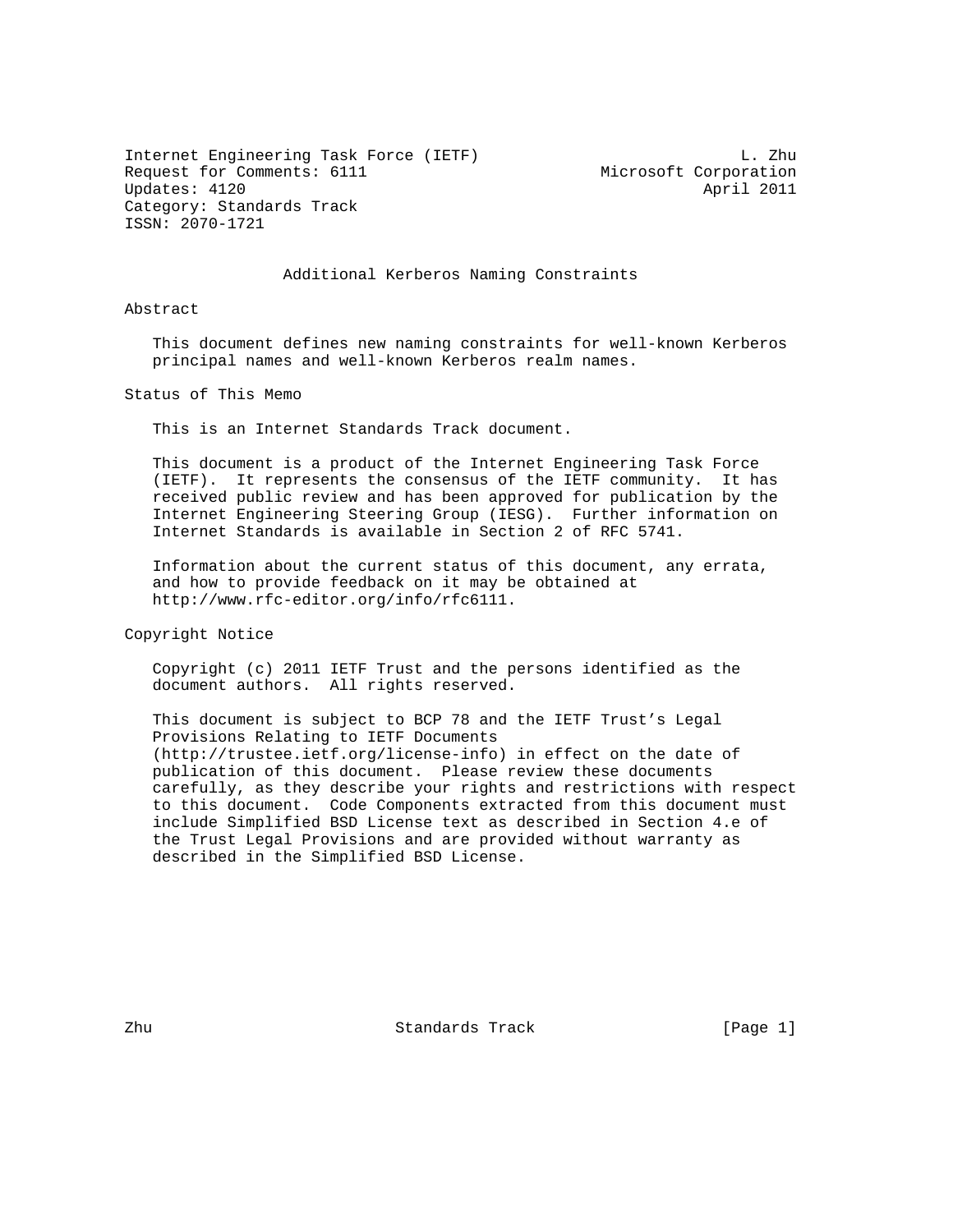Internet Engineering Task Force (IETF) — L. Zhu
Request for Comments: 6111 — Microsoft Corporation
Updates: 4120 — April 2011
Category: Standards Track
ISSN: 2070-1721

# Additional Kerberos Naming Constraints

## Abstract

This document defines new naming constraints for well-known Kerberos principal names and well-known Kerberos realm names.

## Status of This Memo

This is an Internet Standards Track document.

This document is a product of the Internet Engineering Task Force (IETF). It represents the consensus of the IETF community. It has received public review and has been approved for publication by the Internet Engineering Steering Group (IESG). Further information on Internet Standards is available in Section 2 of RFC 5741.

Information about the current status of this document, any errata, and how to provide feedback on it may be obtained at http://www.rfc-editor.org/info/rfc6111.

## Copyright Notice

Copyright (c) 2011 IETF Trust and the persons identified as the document authors. All rights reserved.

This document is subject to BCP 78 and the IETF Trust's Legal Provisions Relating to IETF Documents (http://trustee.ietf.org/license-info) in effect on the date of publication of this document. Please review these documents carefully, as they describe your rights and restrictions with respect to this document. Code Components extracted from this document must include Simplified BSD License text as described in Section 4.e of the Trust Legal Provisions and are provided without warranty as described in the Simplified BSD License.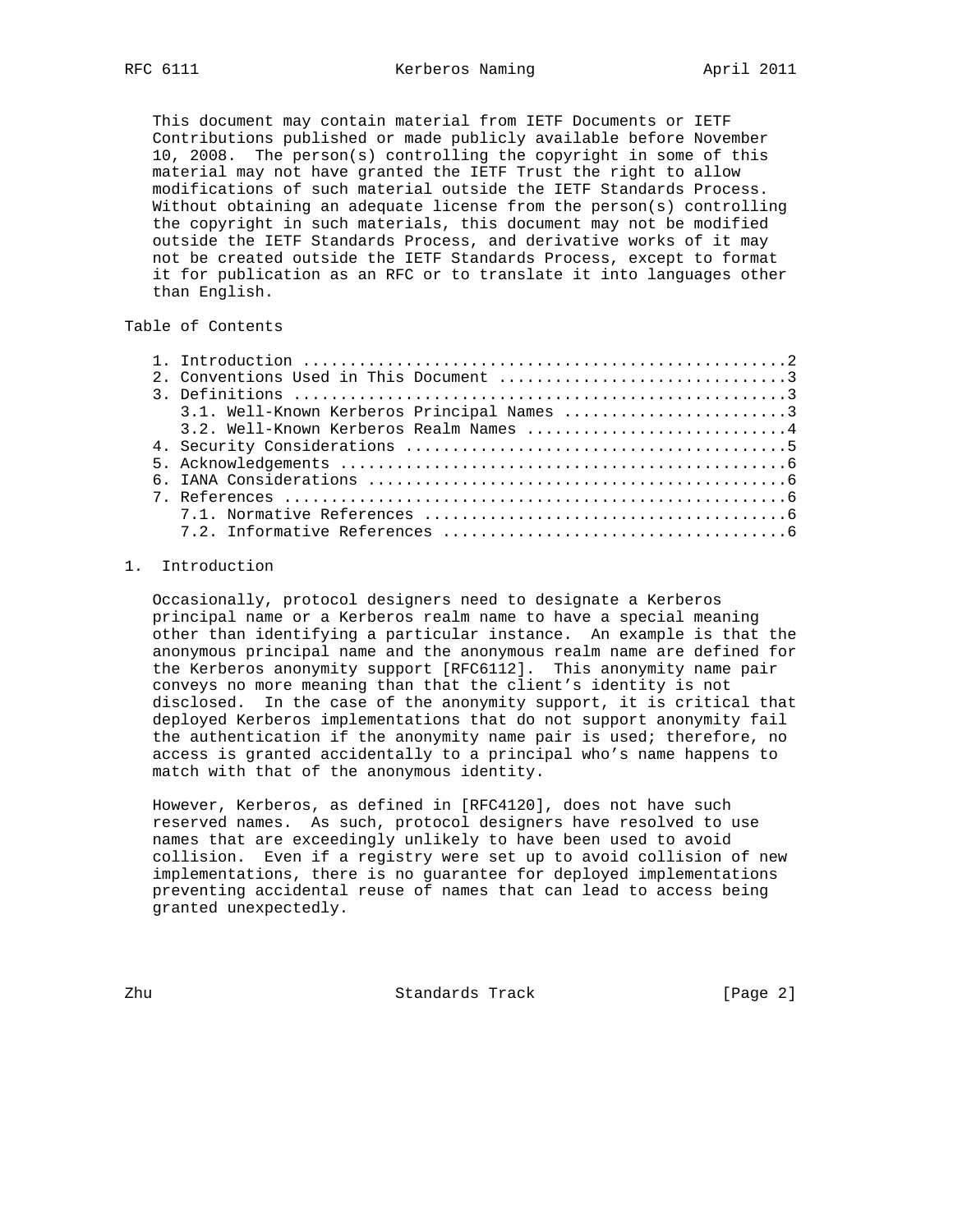This document may contain material from IETF Documents or IETF Contributions published or made publicly available before November 10, 2008. The person(s) controlling the copyright in some of this material may not have granted the IETF Trust the right to allow modifications of such material outside the IETF Standards Process. Without obtaining an adequate license from the person(s) controlling the copyright in such materials, this document may not be modified outside the IETF Standards Process, and derivative works of it may not be created outside the IETF Standards Process, except to format it for publication as an RFC or to translate it into languages other than English.

## Table of Contents

```
1. Introduction ....................................................2
2. Conventions Used in This Document ...............................3
3. Definitions .....................................................3
   3.1. Well-Known Kerberos Principal Names ........................3
   3.2. Well-Known Kerberos Realm Names ............................4
4. Security Considerations .........................................5
5. Acknowledgements ................................................6
6. IANA Considerations .............................................6
7. References ......................................................6
   7.1. Normative References .......................................6
   7.2. Informative References .....................................6
```

## 1. Introduction

Occasionally, protocol designers need to designate a Kerberos principal name or a Kerberos realm name to have a special meaning other than identifying a particular instance. An example is that the anonymous principal name and the anonymous realm name are defined for the Kerberos anonymity support [RFC6112]. This anonymity name pair conveys no more meaning than that the client's identity is not disclosed. In the case of the anonymity support, it is critical that deployed Kerberos implementations that do not support anonymity fail the authentication if the anonymity name pair is used; therefore, no access is granted accidentally to a principal who's name happens to match with that of the anonymous identity.

However, Kerberos, as defined in [RFC4120], does not have such reserved names. As such, protocol designers have resolved to use names that are exceedingly unlikely to have been used to avoid collision. Even if a registry were set up to avoid collision of new implementations, there is no guarantee for deployed implementations preventing accidental reuse of names that can lead to access being granted unexpectedly.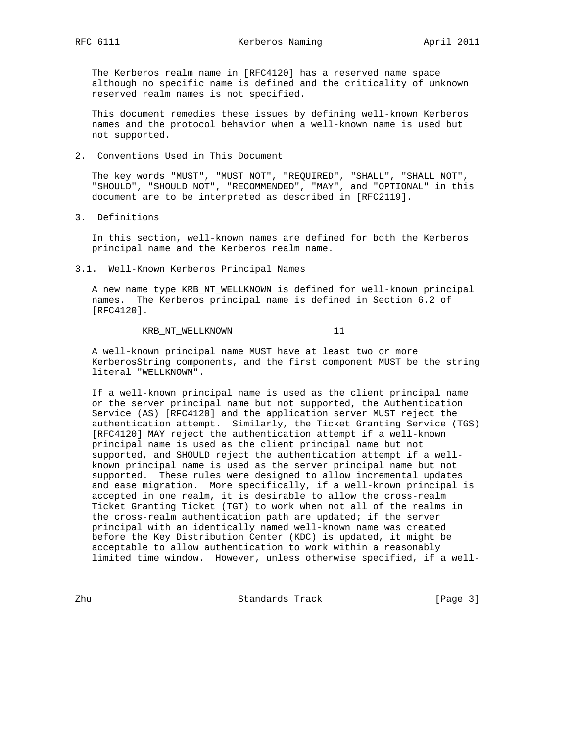The Kerberos realm name in [RFC4120] has a reserved name space although no specific name is defined and the criticality of unknown reserved realm names is not specified.

This document remedies these issues by defining well-known Kerberos names and the protocol behavior when a well-known name is used but not supported.

## 2. Conventions Used in This Document

The key words "MUST", "MUST NOT", "REQUIRED", "SHALL", "SHALL NOT", "SHOULD", "SHOULD NOT", "RECOMMENDED", "MAY", and "OPTIONAL" in this document are to be interpreted as described in [RFC2119].

## 3. Definitions

In this section, well-known names are defined for both the Kerberos principal name and the Kerberos realm name.

### 3.1. Well-Known Kerberos Principal Names

A new name type KRB_NT_WELLKNOWN is defined for well-known principal names. The Kerberos principal name is defined in Section 6.2 of [RFC4120].

```
KRB_NT_WELLKNOWN                 11
```

A well-known principal name MUST have at least two or more KerberosString components, and the first component MUST be the string literal "WELLKNOWN".

If a well-known principal name is used as the client principal name or the server principal name but not supported, the Authentication Service (AS) [RFC4120] and the application server MUST reject the authentication attempt. Similarly, the Ticket Granting Service (TGS) [RFC4120] MAY reject the authentication attempt if a well-known principal name is used as the client principal name but not supported, and SHOULD reject the authentication attempt if a well-known principal name is used as the server principal name but not supported. These rules were designed to allow incremental updates and ease migration. More specifically, if a well-known principal is accepted in one realm, it is desirable to allow the cross-realm Ticket Granting Ticket (TGT) to work when not all of the realms in the cross-realm authentication path are updated; if the server principal with an identically named well-known name was created before the Key Distribution Center (KDC) is updated, it might be acceptable to allow authentication to work within a reasonably limited time window. However, unless otherwise specified, if a well-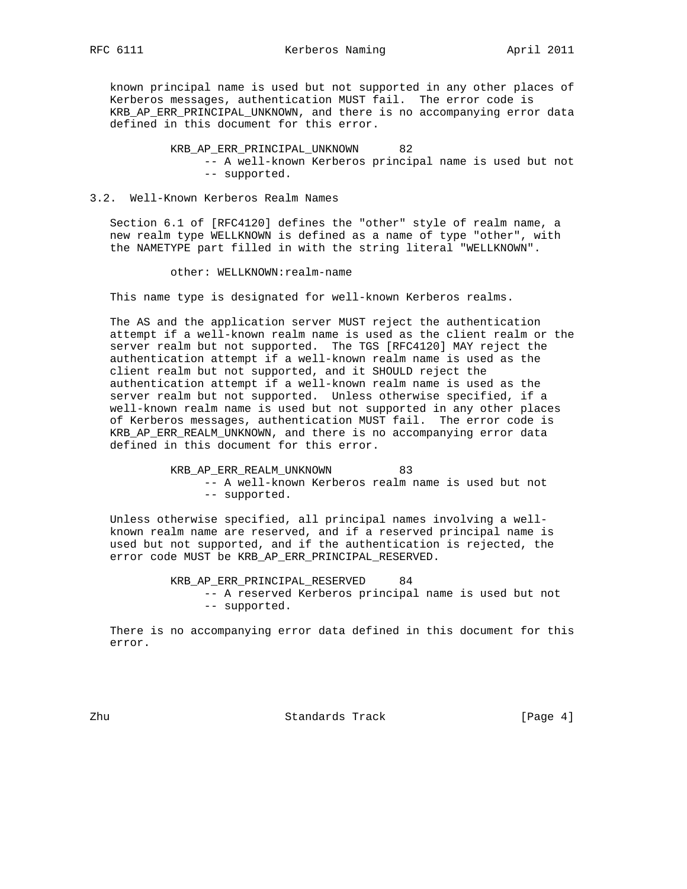known principal name is used but not supported in any other places of Kerberos messages, authentication MUST fail. The error code is KRB_AP_ERR_PRINCIPAL_UNKNOWN, and there is no accompanying error data defined in this document for this error.

```
KRB_AP_ERR_PRINCIPAL_UNKNOWN      82
     -- A well-known Kerberos principal name is used but not
     -- supported.
```

### 3.2. Well-Known Kerberos Realm Names

Section 6.1 of [RFC4120] defines the "other" style of realm name, a new realm type WELLKNOWN is defined as a name of type "other", with the NAMETYPE part filled in with the string literal "WELLKNOWN".

```
other: WELLKNOWN:realm-name
```

This name type is designated for well-known Kerberos realms.

The AS and the application server MUST reject the authentication attempt if a well-known realm name is used as the client realm or the server realm but not supported. The TGS [RFC4120] MAY reject the authentication attempt if a well-known realm name is used as the client realm but not supported, and it SHOULD reject the authentication attempt if a well-known realm name is used as the server realm but not supported. Unless otherwise specified, if a well-known realm name is used but not supported in any other places of Kerberos messages, authentication MUST fail. The error code is KRB_AP_ERR_REALM_UNKNOWN, and there is no accompanying error data defined in this document for this error.

```
KRB_AP_ERR_REALM_UNKNOWN          83
     -- A well-known Kerberos realm name is used but not
     -- supported.
```

Unless otherwise specified, all principal names involving a well-known realm name are reserved, and if a reserved principal name is used but not supported, and if the authentication is rejected, the error code MUST be KRB_AP_ERR_PRINCIPAL_RESERVED.

```
KRB_AP_ERR_PRINCIPAL_RESERVED     84
     -- A reserved Kerberos principal name is used but not
     -- supported.
```

There is no accompanying error data defined in this document for this error.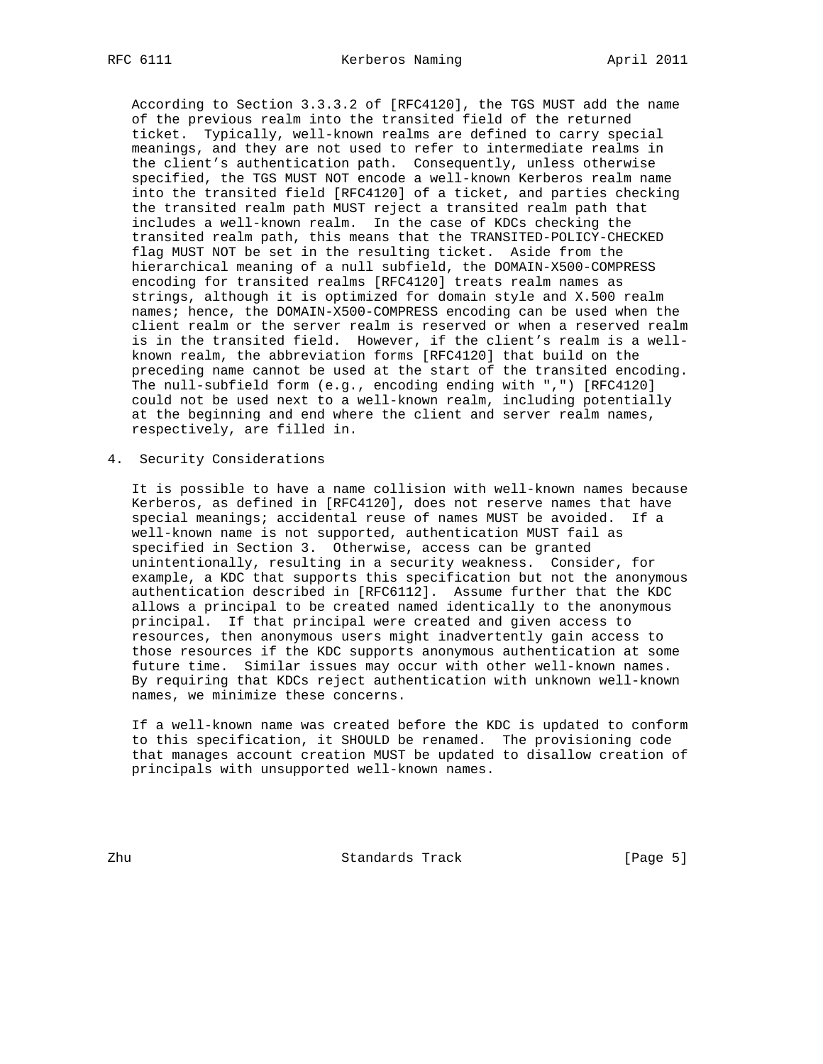According to Section 3.3.3.2 of [RFC4120], the TGS MUST add the name of the previous realm into the transited field of the returned ticket. Typically, well-known realms are defined to carry special meanings, and they are not used to refer to intermediate realms in the client's authentication path. Consequently, unless otherwise specified, the TGS MUST NOT encode a well-known Kerberos realm name into the transited field [RFC4120] of a ticket, and parties checking the transited realm path MUST reject a transited realm path that includes a well-known realm. In the case of KDCs checking the transited realm path, this means that the TRANSITED-POLICY-CHECKED flag MUST NOT be set in the resulting ticket. Aside from the hierarchical meaning of a null subfield, the DOMAIN-X500-COMPRESS encoding for transited realms [RFC4120] treats realm names as strings, although it is optimized for domain style and X.500 realm names; hence, the DOMAIN-X500-COMPRESS encoding can be used when the client realm or the server realm is reserved or when a reserved realm is in the transited field. However, if the client's realm is a well-known realm, the abbreviation forms [RFC4120] that build on the preceding name cannot be used at the start of the transited encoding. The null-subfield form (e.g., encoding ending with ",") [RFC4120] could not be used next to a well-known realm, including potentially at the beginning and end where the client and server realm names, respectively, are filled in.

## 4. Security Considerations

It is possible to have a name collision with well-known names because Kerberos, as defined in [RFC4120], does not reserve names that have special meanings; accidental reuse of names MUST be avoided. If a well-known name is not supported, authentication MUST fail as specified in Section 3. Otherwise, access can be granted unintentionally, resulting in a security weakness. Consider, for example, a KDC that supports this specification but not the anonymous authentication described in [RFC6112]. Assume further that the KDC allows a principal to be created named identically to the anonymous principal. If that principal were created and given access to resources, then anonymous users might inadvertently gain access to those resources if the KDC supports anonymous authentication at some future time. Similar issues may occur with other well-known names. By requiring that KDCs reject authentication with unknown well-known names, we minimize these concerns.

If a well-known name was created before the KDC is updated to conform to this specification, it SHOULD be renamed. The provisioning code that manages account creation MUST be updated to disallow creation of principals with unsupported well-known names.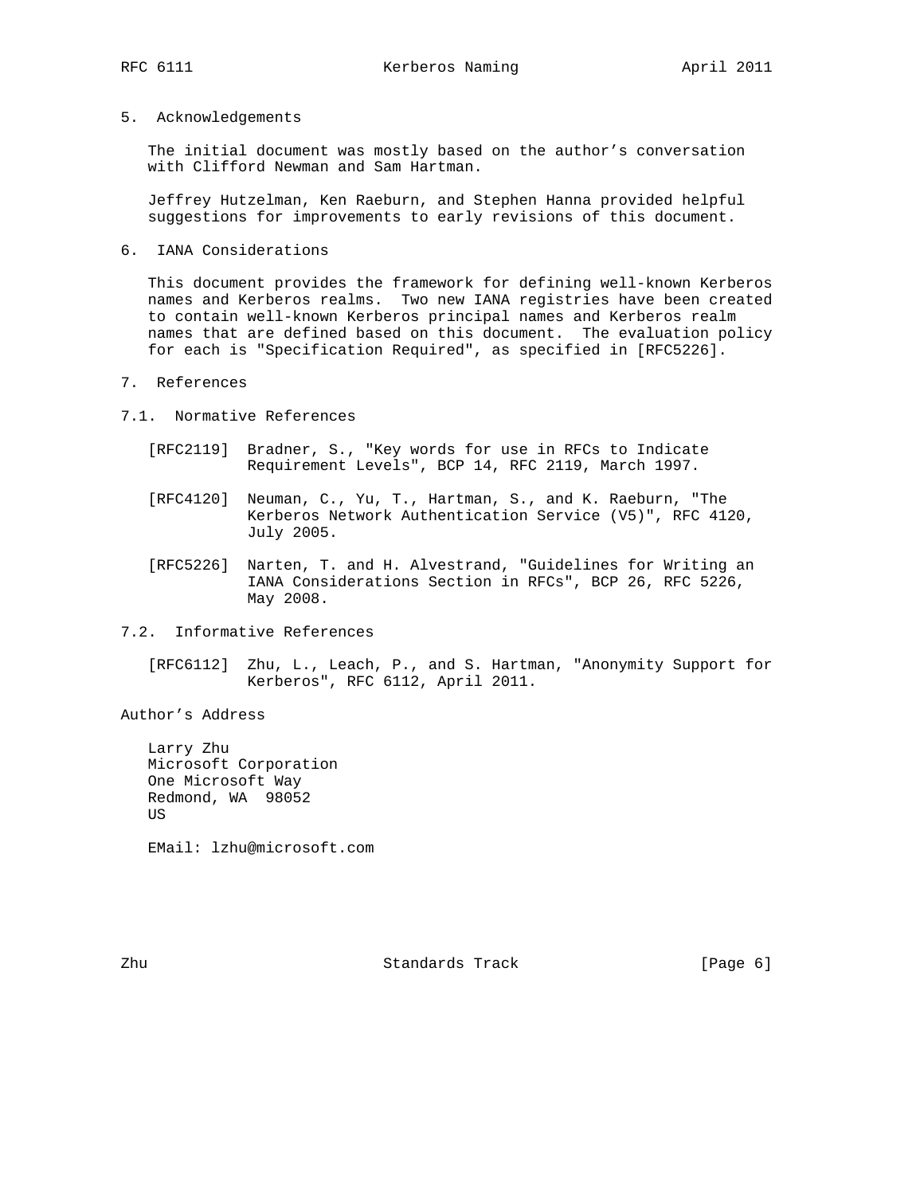## 5. Acknowledgements

The initial document was mostly based on the author's conversation with Clifford Newman and Sam Hartman.

Jeffrey Hutzelman, Ken Raeburn, and Stephen Hanna provided helpful suggestions for improvements to early revisions of this document.

## 6. IANA Considerations

This document provides the framework for defining well-known Kerberos names and Kerberos realms. Two new IANA registries have been created to contain well-known Kerberos principal names and Kerberos realm names that are defined based on this document. The evaluation policy for each is "Specification Required", as specified in [RFC5226].

## 7. References

### 7.1. Normative References

[RFC2119] Bradner, S., "Key words for use in RFCs to Indicate Requirement Levels", BCP 14, RFC 2119, March 1997.

[RFC4120] Neuman, C., Yu, T., Hartman, S., and K. Raeburn, "The Kerberos Network Authentication Service (V5)", RFC 4120, July 2005.

[RFC5226] Narten, T. and H. Alvestrand, "Guidelines for Writing an IANA Considerations Section in RFCs", BCP 26, RFC 5226, May 2008.

### 7.2. Informative References

[RFC6112] Zhu, L., Leach, P., and S. Hartman, "Anonymity Support for Kerberos", RFC 6112, April 2011.

## Author's Address

Larry Zhu
Microsoft Corporation
One Microsoft Way
Redmond, WA 98052
US

EMail: lzhu@microsoft.com